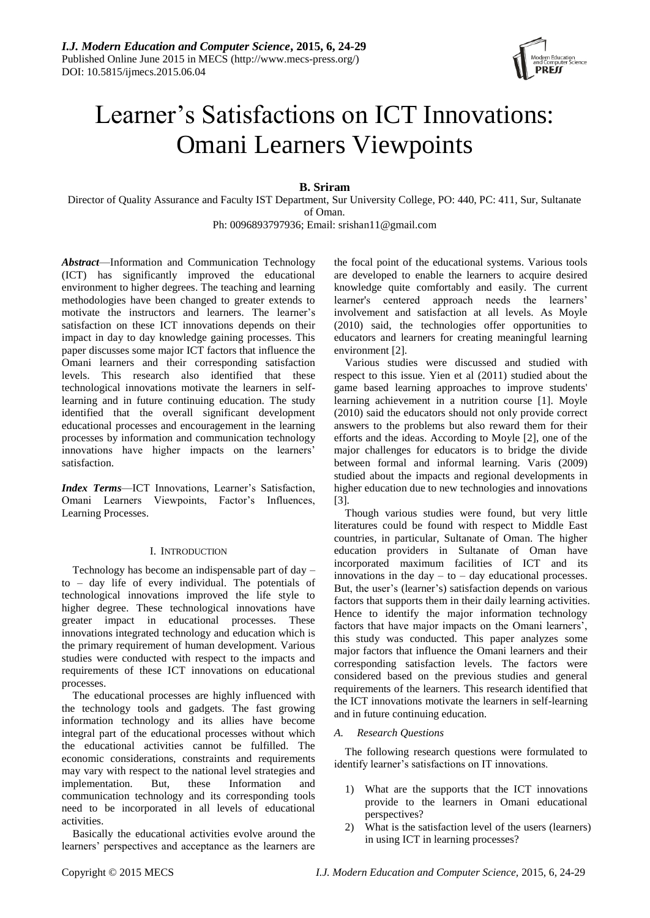# Learner's Satisfactions on ICT Innovations: Omani Learners Viewpoints

**B. Sriram**

Director of Quality Assurance and Faculty IST Department, Sur University College, PO: 440, PC: 411, Sur, Sultanate of Oman.

Ph: 0096893797936; Email: srishan11@gmail.com

***Abstract*****—**Information and Communication Technology (ICT) has significantly improved the educational environment to higher degrees. The teaching and learning methodologies have been changed to greater extends to motivate the instructors and learners. The learner's satisfaction on these ICT innovations depends on their impact in day to day knowledge gaining processes. This paper discusses some major ICT factors that influence the Omani learners and their corresponding satisfaction levels. This research also identified that these technological innovations motivate the learners in self-learning and in future continuing education. The study identified that the overall significant development educational processes and encouragement in the learning processes by information and communication technology innovations have higher impacts on the learners' satisfaction.

***Index Terms*****—**ICT Innovations, Learner's Satisfaction, Omani Learners Viewpoints, Factor's Influences, Learning Processes.

## I. Introduction

Technology has become an indispensable part of day – to – day life of every individual. The potentials of technological innovations improved the life style to higher degree. These technological innovations have greater impact in educational processes. These innovations integrated technology and education which is the primary requirement of human development. Various studies were conducted with respect to the impacts and requirements of these ICT innovations on educational processes.

The educational processes are highly influenced with the technology tools and gadgets. The fast growing information technology and its allies have become integral part of the educational processes without which the educational activities cannot be fulfilled. The economic considerations, constraints and requirements may vary with respect to the national level strategies and implementation. But, these Information and communication technology and its corresponding tools need to be incorporated in all levels of educational activities.

Basically the educational activities evolve around the learners' perspectives and acceptance as the learners are the focal point of the educational systems. Various tools are developed to enable the learners to acquire desired knowledge quite comfortably and easily. The current learner's centered approach needs the learners' involvement and satisfaction at all levels. As Moyle (2010) said, the technologies offer opportunities to educators and learners for creating meaningful learning environment [2].

Various studies were discussed and studied with respect to this issue. Yien et al (2011) studied about the game based learning approaches to improve students' learning achievement in a nutrition course [1]. Moyle (2010) said the educators should not only provide correct answers to the problems but also reward them for their efforts and the ideas. According to Moyle [2], one of the major challenges for educators is to bridge the divide between formal and informal learning. Varis (2009) studied about the impacts and regional developments in higher education due to new technologies and innovations [3].

Though various studies were found, but very little literatures could be found with respect to Middle East countries, in particular, Sultanate of Oman. The higher education providers in Sultanate of Oman have incorporated maximum facilities of ICT and its innovations in the day – to – day educational processes. But, the user's (learner's) satisfaction depends on various factors that supports them in their daily learning activities. Hence to identify the major information technology factors that have major impacts on the Omani learners', this study was conducted. This paper analyzes some major factors that influence the Omani learners and their corresponding satisfaction levels. The factors were considered based on the previous studies and general requirements of the learners. This research identified that the ICT innovations motivate the learners in self-learning and in future continuing education.

### *A. Research Questions*

The following research questions were formulated to identify learner's satisfactions on IT innovations.

1) What are the supports that the ICT innovations provide to the learners in Omani educational perspectives?
2) What is the satisfaction level of the users (learners) in using ICT in learning processes?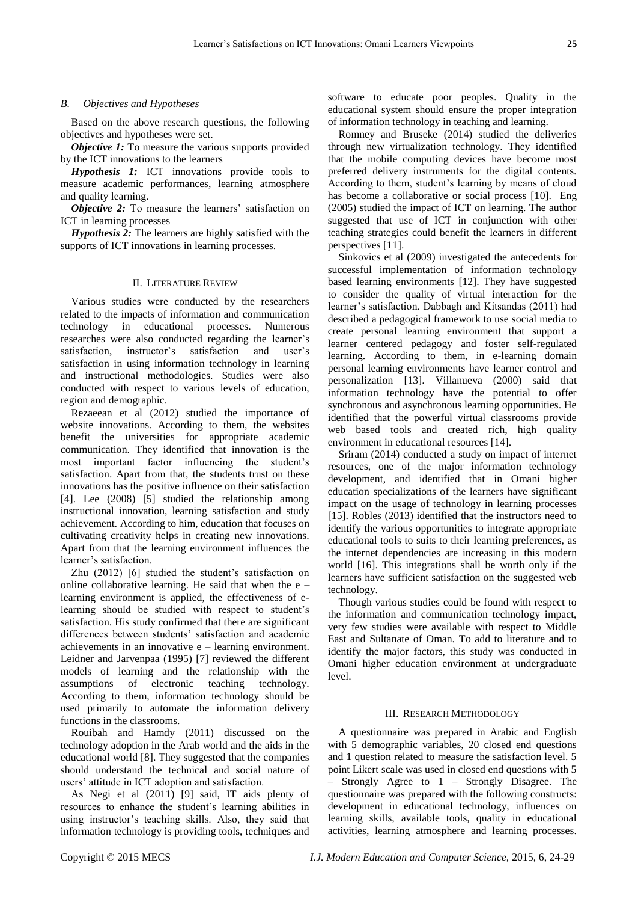### B. Objectives and Hypotheses

Based on the above research questions, the following objectives and hypotheses were set.

***Objective 1:*** To measure the various supports provided by the ICT innovations to the learners

***Hypothesis 1:*** ICT innovations provide tools to measure academic performances, learning atmosphere and quality learning.

***Objective 2:*** To measure the learners' satisfaction on ICT in learning processes

***Hypothesis 2:*** The learners are highly satisfied with the supports of ICT innovations in learning processes.

## II. Literature Review

Various studies were conducted by the researchers related to the impacts of information and communication technology in educational processes. Numerous researches were also conducted regarding the learner's satisfaction, instructor's satisfaction and user's satisfaction in using information technology in learning and instructional methodologies. Studies were also conducted with respect to various levels of education, region and demographic.

Rezaeean et al (2012) studied the importance of website innovations. According to them, the websites benefit the universities for appropriate academic communication. They identified that innovation is the most important factor influencing the student's satisfaction. Apart from that, the students trust on these innovations has the positive influence on their satisfaction [4]. Lee (2008) [5] studied the relationship among instructional innovation, learning satisfaction and study achievement. According to him, education that focuses on cultivating creativity helps in creating new innovations. Apart from that the learning environment influences the learner's satisfaction.

Zhu (2012) [6] studied the student's satisfaction on online collaborative learning. He said that when the e – learning environment is applied, the effectiveness of e-learning should be studied with respect to student's satisfaction. His study confirmed that there are significant differences between students' satisfaction and academic achievements in an innovative e – learning environment. Leidner and Jarvenpaa (1995) [7] reviewed the different models of learning and the relationship with the assumptions of electronic teaching technology. According to them, information technology should be used primarily to automate the information delivery functions in the classrooms.

Rouibah and Hamdy (2011) discussed on the technology adoption in the Arab world and the aids in the educational world [8]. They suggested that the companies should understand the technical and social nature of users' attitude in ICT adoption and satisfaction.

As Negi et al (2011) [9] said, IT aids plenty of resources to enhance the student's learning abilities in using instructor's teaching skills. Also, they said that information technology is providing tools, techniques and software to educate poor peoples. Quality in the educational system should ensure the proper integration of information technology in teaching and learning.

Romney and Bruseke (2014) studied the deliveries through new virtualization technology. They identified that the mobile computing devices have become most preferred delivery instruments for the digital contents. According to them, student's learning by means of cloud has become a collaborative or social process [10]. Eng (2005) studied the impact of ICT on learning. The author suggested that use of ICT in conjunction with other teaching strategies could benefit the learners in different perspectives [11].

Sinkovics et al (2009) investigated the antecedents for successful implementation of information technology based learning environments [12]. They have suggested to consider the quality of virtual interaction for the learner's satisfaction. Dabbagh and Kitsandas (2011) had described a pedagogical framework to use social media to create personal learning environment that support a learner centered pedagogy and foster self-regulated learning. According to them, in e-learning domain personal learning environments have learner control and personalization [13]. Villanueva (2000) said that information technology have the potential to offer synchronous and asynchronous learning opportunities. He identified that the powerful virtual classrooms provide web based tools and created rich, high quality environment in educational resources [14].

Sriram (2014) conducted a study on impact of internet resources, one of the major information technology development, and identified that in Omani higher education specializations of the learners have significant impact on the usage of technology in learning processes [15]. Robles (2013) identified that the instructors need to identify the various opportunities to integrate appropriate educational tools to suits to their learning preferences, as the internet dependencies are increasing in this modern world [16]. This integrations shall be worth only if the learners have sufficient satisfaction on the suggested web technology.

Though various studies could be found with respect to the information and communication technology impact, very few studies were available with respect to Middle East and Sultanate of Oman. To add to literature and to identify the major factors, this study was conducted in Omani higher education environment at undergraduate level.

## III. Research Methodology

A questionnaire was prepared in Arabic and English with 5 demographic variables, 20 closed end questions and 1 question related to measure the satisfaction level. 5 point Likert scale was used in closed end questions with 5 – Strongly Agree to 1 – Strongly Disagree. The questionnaire was prepared with the following constructs: development in educational technology, influences on learning skills, available tools, quality in educational activities, learning atmosphere and learning processes.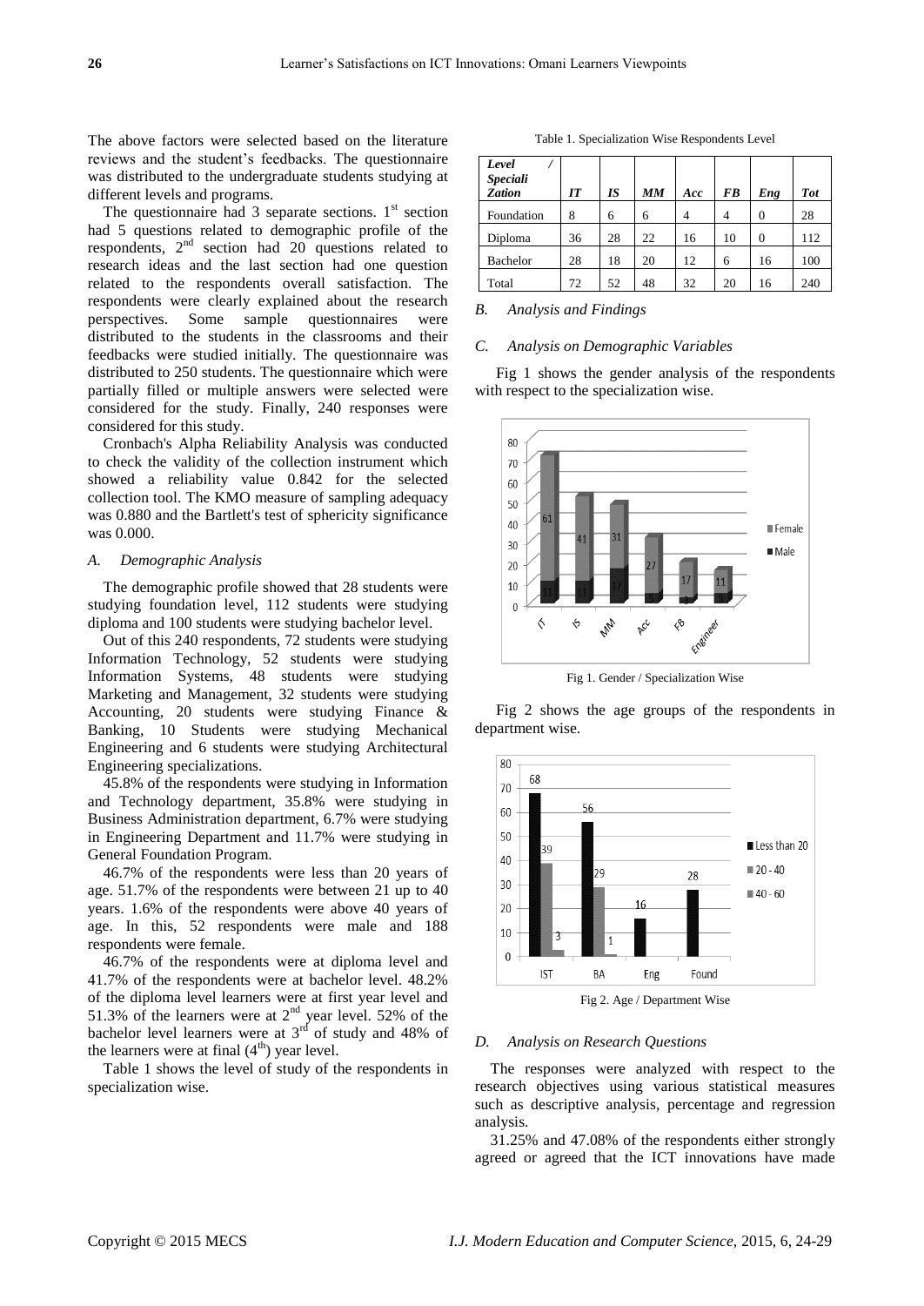The above factors were selected based on the literature reviews and the student's feedbacks. The questionnaire was distributed to the undergraduate students studying at different levels and programs.

The questionnaire had 3 separate sections. 1st section had 5 questions related to demographic profile of the respondents, 2nd section had 20 questions related to research ideas and the last section had one question related to the respondents overall satisfaction. The respondents were clearly explained about the research perspectives. Some sample questionnaires were distributed to the students in the classrooms and their feedbacks were studied initially. The questionnaire was distributed to 250 students. The questionnaire which were partially filled or multiple answers were selected were considered for the study. Finally, 240 responses were considered for this study.

Cronbach's Alpha Reliability Analysis was conducted to check the validity of the collection instrument which showed a reliability value 0.842 for the selected collection tool. The KMO measure of sampling adequacy was 0.880 and the Bartlett's test of sphericity significance was 0.000.

### A. Demographic Analysis

The demographic profile showed that 28 students were studying foundation level, 112 students were studying diploma and 100 students were studying bachelor level.

Out of this 240 respondents, 72 students were studying Information Technology, 52 students were studying Information Systems, 48 students were studying Marketing and Management, 32 students were studying Accounting, 20 students were studying Finance & Banking, 10 Students were studying Mechanical Engineering and 6 students were studying Architectural Engineering specializations.

45.8% of the respondents were studying in Information and Technology department, 35.8% were studying in Business Administration department, 6.7% were studying in Engineering Department and 11.7% were studying in General Foundation Program.

46.7% of the respondents were less than 20 years of age. 51.7% of the respondents were between 21 up to 40 years. 1.6% of the respondents were above 40 years of age. In this, 52 respondents were male and 188 respondents were female.

46.7% of the respondents were at diploma level and 41.7% of the respondents were at bachelor level. 48.2% of the diploma level learners were at first year level and 51.3% of the learners were at 2nd year level. 52% of the bachelor level learners were at 3rd of study and 48% of the learners were at final (4th) year level.

Table 1 shows the level of study of the respondents in specialization wise.

Table 1. Specialization Wise Respondents Level

| *Level / Speciali Zation* | *IT* | *IS* | *MM* | *Acc* | *FB* | *Eng* | *Tot* |
|---|---|---|---|---|---|---|---|
| Foundation | 8 | 6 | 6 | 4 | 4 | 0 | 28 |
| Diploma | 36 | 28 | 22 | 16 | 10 | 0 | 112 |
| Bachelor | 28 | 18 | 20 | 12 | 6 | 16 | 100 |
| Total | 72 | 52 | 48 | 32 | 20 | 16 | 240 |

### B. Analysis and Findings

### C. Analysis on Demographic Variables

Fig 1 shows the gender analysis of the respondents with respect to the specialization wise.

Fig 1. Gender / Specialization Wise

Fig 2 shows the age groups of the respondents in department wise.

Fig 2. Age / Department Wise

### D. Analysis on Research Questions

The responses were analyzed with respect to the research objectives using various statistical measures such as descriptive analysis, percentage and regression analysis.

31.25% and 47.08% of the respondents either strongly agreed or agreed that the ICT innovations have made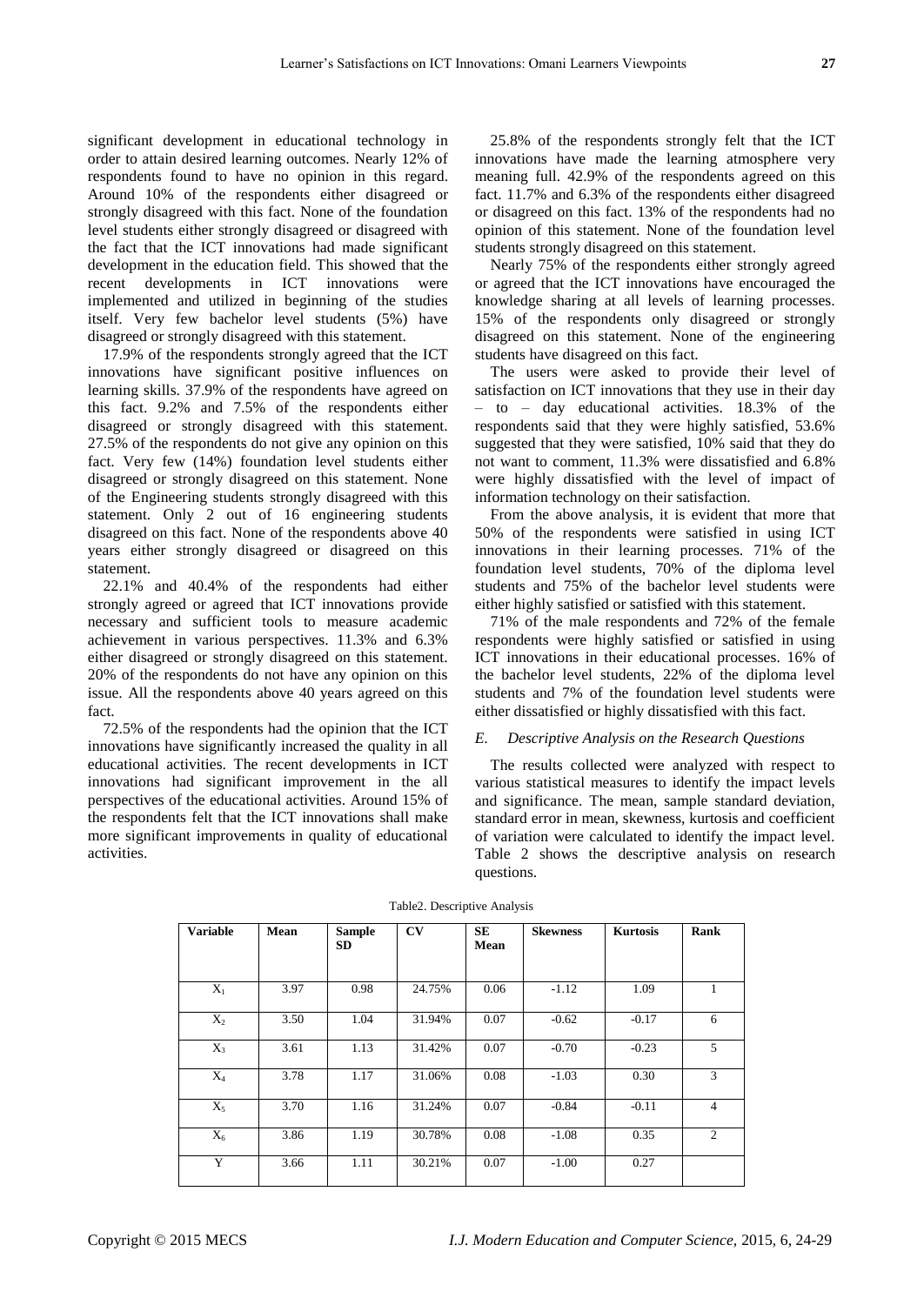significant development in educational technology in order to attain desired learning outcomes. Nearly 12% of respondents found to have no opinion in this regard. Around 10% of the respondents either disagreed or strongly disagreed with this fact. None of the foundation level students either strongly disagreed or disagreed with the fact that the ICT innovations had made significant development in the education field. This showed that the recent developments in ICT innovations were implemented and utilized in beginning of the studies itself. Very few bachelor level students (5%) have disagreed or strongly disagreed with this statement.

17.9% of the respondents strongly agreed that the ICT innovations have significant positive influences on learning skills. 37.9% of the respondents have agreed on this fact. 9.2% and 7.5% of the respondents either disagreed or strongly disagreed with this statement. 27.5% of the respondents do not give any opinion on this fact. Very few (14%) foundation level students either disagreed or strongly disagreed on this statement. None of the Engineering students strongly disagreed with this statement. Only 2 out of 16 engineering students disagreed on this fact. None of the respondents above 40 years either strongly disagreed or disagreed on this statement.

22.1% and 40.4% of the respondents had either strongly agreed or agreed that ICT innovations provide necessary and sufficient tools to measure academic achievement in various perspectives. 11.3% and 6.3% either disagreed or strongly disagreed on this statement. 20% of the respondents do not have any opinion on this issue. All the respondents above 40 years agreed on this fact.

72.5% of the respondents had the opinion that the ICT innovations have significantly increased the quality in all educational activities. The recent developments in ICT innovations had significant improvement in the all perspectives of the educational activities. Around 15% of the respondents felt that the ICT innovations shall make more significant improvements in quality of educational activities.

25.8% of the respondents strongly felt that the ICT innovations have made the learning atmosphere very meaning full. 42.9% of the respondents agreed on this fact. 11.7% and 6.3% of the respondents either disagreed or disagreed on this fact. 13% of the respondents had no opinion of this statement. None of the foundation level students strongly disagreed on this statement.

Nearly 75% of the respondents either strongly agreed or agreed that the ICT innovations have encouraged the knowledge sharing at all levels of learning processes. 15% of the respondents only disagreed or strongly disagreed on this statement. None of the engineering students have disagreed on this fact.

The users were asked to provide their level of satisfaction on ICT innovations that they use in their day – to – day educational activities. 18.3% of the respondents said that they were highly satisfied, 53.6% suggested that they were satisfied, 10% said that they do not want to comment, 11.3% were dissatisfied and 6.8% were highly dissatisfied with the level of impact of information technology on their satisfaction.

From the above analysis, it is evident that more that 50% of the respondents were satisfied in using ICT innovations in their learning processes. 71% of the foundation level students, 70% of the diploma level students and 75% of the bachelor level students were either highly satisfied or satisfied with this statement.

71% of the male respondents and 72% of the female respondents were highly satisfied or satisfied in using ICT innovations in their educational processes. 16% of the bachelor level students, 22% of the diploma level students and 7% of the foundation level students were either dissatisfied or highly dissatisfied with this fact.

### *E. Descriptive Analysis on the Research Questions*

The results collected were analyzed with respect to various statistical measures to identify the impact levels and significance. The mean, sample standard deviation, standard error in mean, skewness, kurtosis and coefficient of variation were calculated to identify the impact level. Table 2 shows the descriptive analysis on research questions.

Table2. Descriptive Analysis

| Variable | Mean | Sample SD | CV | SE Mean | Skewness | Kurtosis | Rank |
|---|---|---|---|---|---|---|---|
| $X_1$ | 3.97 | 0.98 | 24.75% | 0.06 | -1.12 | 1.09 | 1 |
| $X_2$ | 3.50 | 1.04 | 31.94% | 0.07 | -0.62 | -0.17 | 6 |
| $X_3$ | 3.61 | 1.13 | 31.42% | 0.07 | -0.70 | -0.23 | 5 |
| $X_4$ | 3.78 | 1.17 | 31.06% | 0.08 | -1.03 | 0.30 | 3 |
| $X_5$ | 3.70 | 1.16 | 31.24% | 0.07 | -0.84 | -0.11 | 4 |
| $X_6$ | 3.86 | 1.19 | 30.78% | 0.08 | -1.08 | 0.35 | 2 |
| Y | 3.66 | 1.11 | 30.21% | 0.07 | -1.00 | 0.27 | |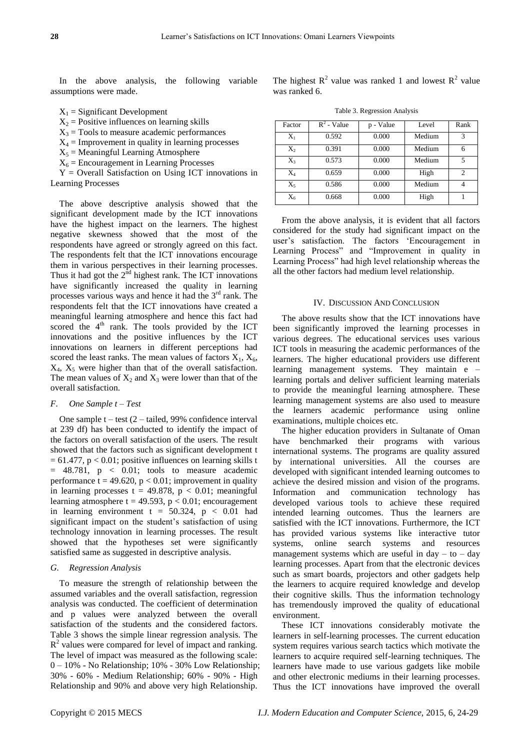In the above analysis, the following variable assumptions were made.

$X_1$ = Significant Development
$X_2$ = Positive influences on learning skills
$X_3$ = Tools to measure academic performances
$X_4$ = Improvement in quality in learning processes
$X_5$ = Meaningful Learning Atmosphere
$X_6$ = Encouragement in Learning Processes
Y = Overall Satisfaction on Using ICT innovations in Learning Processes

The above descriptive analysis showed that the significant development made by the ICT innovations have the highest impact on the learners. The highest negative skewness showed that the most of the respondents have agreed or strongly agreed on this fact. The respondents felt that the ICT innovations encourage them in various perspectives in their learning processes. Thus it had got the 2nd highest rank. The ICT innovations have significantly increased the quality in learning processes various ways and hence it had the 3rd rank. The respondents felt that the ICT innovations have created a meaningful learning atmosphere and hence this fact had scored the 4th rank. The tools provided by the ICT innovations and the positive influences by the ICT innovations on learners in different perceptions had scored the least ranks. The mean values of factors $X_1$, $X_6$, $X_4$, $X_5$ were higher than that of the overall satisfaction. The mean values of $X_2$ and $X_3$ were lower than that of the overall satisfaction.

### *F. One Sample t – Test*

One sample t – test (2 – tailed, 99% confidence interval at 239 df) has been conducted to identify the impact of the factors on overall satisfaction of the users. The result showed that the factors such as significant development $t = 61.477$, $p < 0.01$; positive influences on learning skills $t = 48.781$, $p < 0.01$; tools to measure academic performance $t = 49.620$, $p < 0.01$; improvement in quality in learning processes $t = 49.878$, $p < 0.01$; meaningful learning atmosphere $t = 49.593$, $p < 0.01$; encouragement in learning environment $t = 50.324$, $p < 0.01$ had significant impact on the student's satisfaction of using technology innovation in learning processes. The result showed that the hypotheses set were significantly satisfied same as suggested in descriptive analysis.

### *G. Regression Analysis*

To measure the strength of relationship between the assumed variables and the overall satisfaction, regression analysis was conducted. The coefficient of determination and p values were analyzed between the overall satisfaction of the students and the considered factors. Table 3 shows the simple linear regression analysis. The $R^2$ values were compared for level of impact and ranking. The level of impact was measured as the following scale: 0 – 10% - No Relationship; 10% - 30% Low Relationship; 30% - 60% - Medium Relationship; 60% - 90% - High Relationship and 90% and above very high Relationship. The highest $R^2$ value was ranked 1 and lowest $R^2$ value was ranked 6.

Table 3. Regression Analysis

| Factor | $R^2$ - Value | p - Value | Level | Rank |
|---|---|---|---|---|
| $X_1$ | 0.592 | 0.000 | Medium | 3 |
| $X_2$ | 0.391 | 0.000 | Medium | 6 |
| $X_3$ | 0.573 | 0.000 | Medium | 5 |
| $X_4$ | 0.659 | 0.000 | High | 2 |
| $X_5$ | 0.586 | 0.000 | Medium | 4 |
| $X_6$ | 0.668 | 0.000 | High | 1 |

From the above analysis, it is evident that all factors considered for the study had significant impact on the user's satisfaction. The factors 'Encouragement in Learning Process" and "Improvement in quality in Learning Process" had high level relationship whereas the all the other factors had medium level relationship.

## IV. Discussion And Conclusion

The above results show that the ICT innovations have been significantly improved the learning processes in various degrees. The educational services uses various ICT tools in measuring the academic performances of the learners. The higher educational providers use different learning management systems. They maintain e – learning portals and deliver sufficient learning materials to provide the meaningful learning atmosphere. These learning management systems are also used to measure the learners academic performance using online examinations, multiple choices etc.

The higher education providers in Sultanate of Oman have benchmarked their programs with various international systems. The programs are quality assured by international universities. All the courses are developed with significant intended learning outcomes to achieve the desired mission and vision of the programs. Information and communication technology has developed various tools to achieve these required intended learning outcomes. Thus the learners are satisfied with the ICT innovations. Furthermore, the ICT has provided various systems like interactive tutor systems, online search systems and resources management systems which are useful in day – to – day learning processes. Apart from that the electronic devices such as smart boards, projectors and other gadgets help the learners to acquire required knowledge and develop their cognitive skills. Thus the information technology has tremendously improved the quality of educational environment.

These ICT innovations considerably motivate the learners in self-learning processes. The current education system requires various search tactics which motivate the learners to acquire required self-learning techniques. The learners have made to use various gadgets like mobile and other electronic mediums in their learning processes. Thus the ICT innovations have improved the overall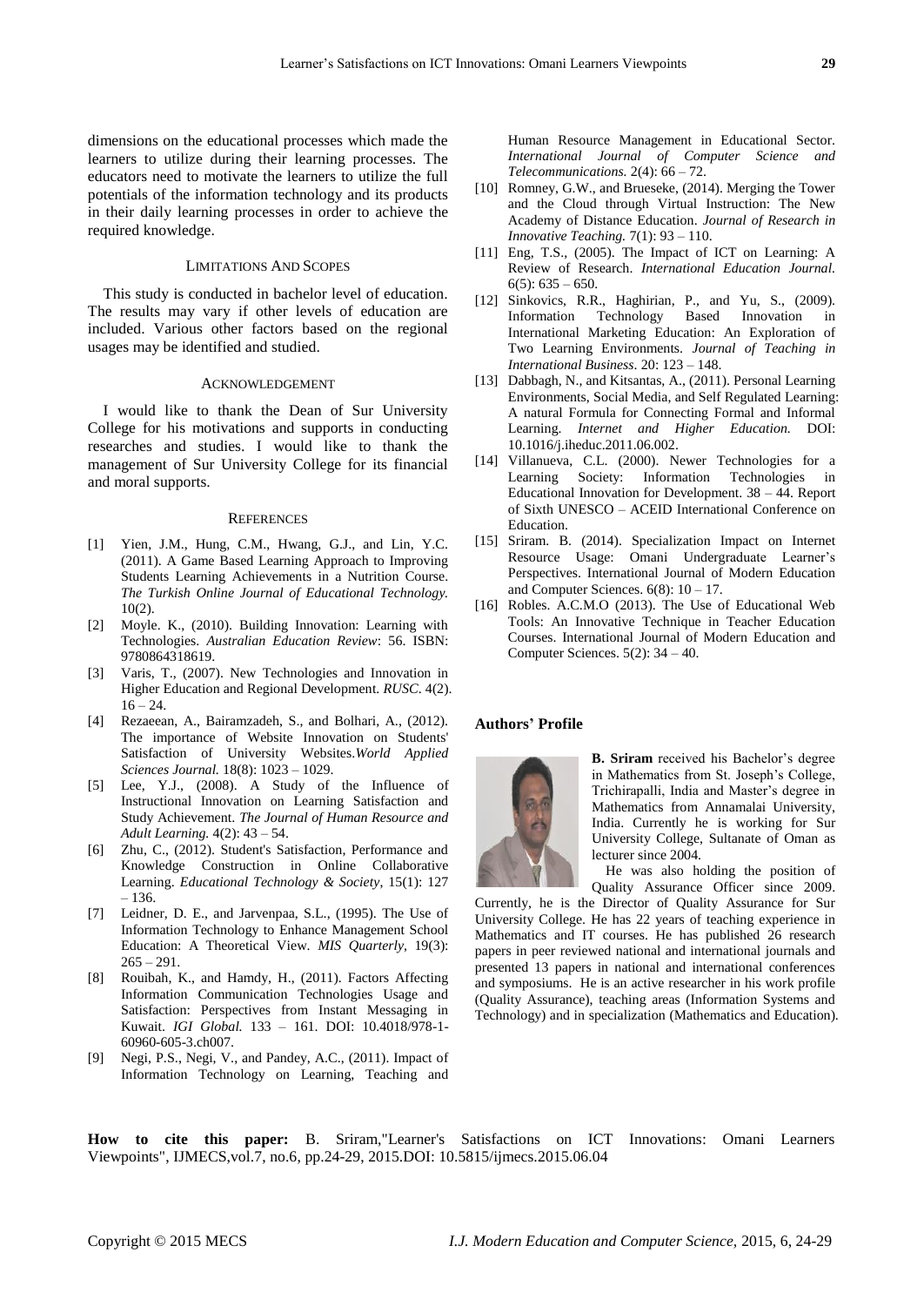dimensions on the educational processes which made the learners to utilize during their learning processes. The educators need to motivate the learners to utilize the full potentials of the information technology and its products in their daily learning processes in order to achieve the required knowledge.

## LIMITATIONS AND SCOPES

This study is conducted in bachelor level of education. The results may vary if other levels of education are included. Various other factors based on the regional usages may be identified and studied.

## ACKNOWLEDGEMENT

I would like to thank the Dean of Sur University College for his motivations and supports in conducting researches and studies. I would like to thank the management of Sur University College for its financial and moral supports.

## REFERENCES

[1] Yien, J.M., Hung, C.M., Hwang, G.J., and Lin, Y.C. (2011). A Game Based Learning Approach to Improving Students Learning Achievements in a Nutrition Course. *The Turkish Online Journal of Educational Technology.* 10(2).

[2] Moyle. K., (2010). Building Innovation: Learning with Technologies. *Australian Education Review*: 56. ISBN: 9780864318619.

[3] Varis, T., (2007). New Technologies and Innovation in Higher Education and Regional Development. *RUSC*. 4(2). 16 – 24.

[4] Rezaeean, A., Bairamzadeh, S., and Bolhari, A., (2012). The importance of Website Innovation on Students' Satisfaction of University Websites.*World Applied Sciences Journal.* 18(8): 1023 – 1029.

[5] Lee, Y.J., (2008). A Study of the Influence of Instructional Innovation on Learning Satisfaction and Study Achievement. *The Journal of Human Resource and Adult Learning.* 4(2): 43 – 54.

[6] Zhu, C., (2012). Student's Satisfaction, Performance and Knowledge Construction in Online Collaborative Learning. *Educational Technology & Society*, 15(1): 127 – 136.

[7] Leidner, D. E., and Jarvenpaa, S.L., (1995). The Use of Information Technology to Enhance Management School Education: A Theoretical View. *MIS Quarterly*, 19(3): 265 – 291.

[8] Rouibah, K., and Hamdy, H., (2011). Factors Affecting Information Communication Technologies Usage and Satisfaction: Perspectives from Instant Messaging in Kuwait. *IGI Global.* 133 – 161. DOI: 10.4018/978-1-60960-605-3.ch007.

[9] Negi, P.S., Negi, V., and Pandey, A.C., (2011). Impact of Information Technology on Learning, Teaching and Human Resource Management in Educational Sector. *International Journal of Computer Science and Telecommunications.* 2(4): 66 – 72.

[10] Romney, G.W., and Brueseke, (2014). Merging the Tower and the Cloud through Virtual Instruction: The New Academy of Distance Education. *Journal of Research in Innovative Teaching.* 7(1): 93 – 110.

[11] Eng, T.S., (2005). The Impact of ICT on Learning: A Review of Research. *International Education Journal.* 6(5): 635 – 650.

[12] Sinkovics, R.R., Haghirian, P., and Yu, S., (2009). Information Technology Based Innovation in International Marketing Education: An Exploration of Two Learning Environments. *Journal of Teaching in International Business*. 20: 123 – 148.

[13] Dabbagh, N., and Kitsantas, A., (2011). Personal Learning Environments, Social Media, and Self Regulated Learning: A natural Formula for Connecting Formal and Informal Learning. *Internet and Higher Education.* DOI: 10.1016/j.iheduc.2011.06.002.

[14] Villanueva, C.L. (2000). Newer Technologies for a Learning Society: Information Technologies in Educational Innovation for Development. 38 – 44. Report of Sixth UNESCO – ACEID International Conference on Education.

[15] Sriram. B. (2014). Specialization Impact on Internet Resource Usage: Omani Undergraduate Learner's Perspectives. International Journal of Modern Education and Computer Sciences. 6(8): 10 – 17.

[16] Robles. A.C.M.O (2013). The Use of Educational Web Tools: An Innovative Technique in Teacher Education Courses. International Journal of Modern Education and Computer Sciences. 5(2): 34 – 40.

### Authors' Profile

**B. Sriram** received his Bachelor's degree in Mathematics from St. Joseph's College, Trichirapalli, India and Master's degree in Mathematics from Annamalai University, India. Currently he is working for Sur University College, Sultanate of Oman as lecturer since 2004.

He was also holding the position of Quality Assurance Officer since 2009. Currently, he is the Director of Quality Assurance for Sur University College. He has 22 years of teaching experience in Mathematics and IT courses. He has published 26 research papers in peer reviewed national and international journals and presented 13 papers in national and international conferences and symposiums. He is an active researcher in his work profile (Quality Assurance), teaching areas (Information Systems and Technology) and in specialization (Mathematics and Education).

**How to cite this paper:** B. Sriram,"Learner's Satisfactions on ICT Innovations: Omani Learners Viewpoints", IJMECS,vol.7, no.6, pp.24-29, 2015.DOI: 10.5815/ijmecs.2015.06.04